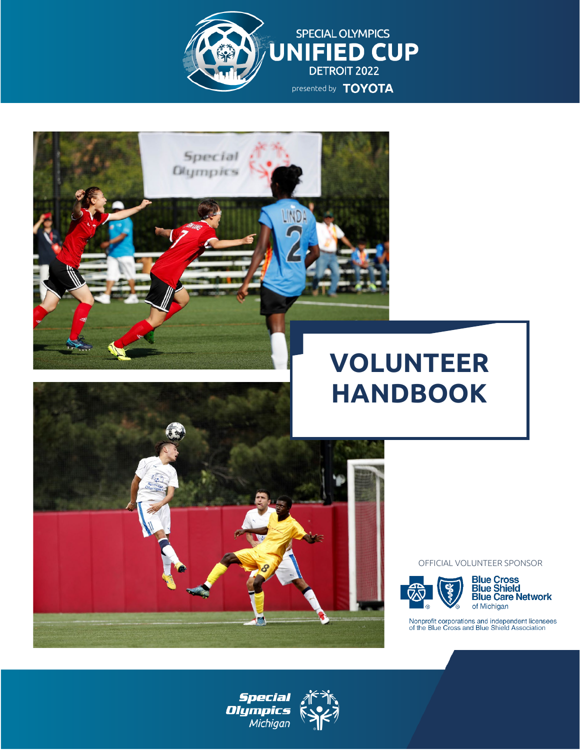SPECIAL OLYMPICS

# UNIFIED CUP

DETROIT 2022

presented by TOYOTA

# VOLUNTEER HANDBOOK

OFFICIAL VOLUNTEER SPONSOR

Blue Cross Blue Shield Blue Care Network of Michigan

Nonprofit corporations and independent licensees of the Blue Cross and Blue Shield Association

Special Olympics Michigan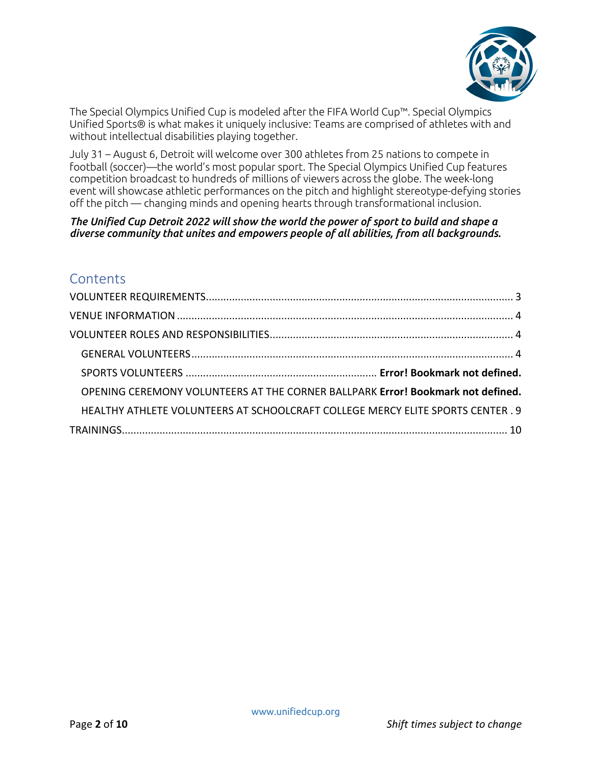The Special Olympics Unified Cup is modeled after the FIFA World Cup™. Special Olympics Unified Sports® is what makes it uniquely inclusive: Teams are comprised of athletes with and without intellectual disabilities playing together.

July 31 – August 6, Detroit will welcome over 300 athletes from 25 nations to compete in football (soccer)—the world's most popular sport. The Special Olympics Unified Cup features competition broadcast to hundreds of millions of viewers across the globe. The week-long event will showcase athletic performances on the pitch and highlight stereotype-defying stories off the pitch — changing minds and opening hearts through transformational inclusion.

***The Unified Cup Detroit 2022 will show the world the power of sport to build and shape a diverse community that unites and empowers people of all abilities, from all backgrounds.***

## Contents

VOLUNTEER REQUIREMENTS ........................................................ 3

VENUE INFORMATION ........................................................ 4

VOLUNTEER ROLES AND RESPONSIBILITIES ........................................................ 4

- GENERAL VOLUNTEERS ........................................................ 4
- SPORTS VOLUNTEERS ........................................................ **Error! Bookmark not defined.**
- OPENING CEREMONY VOLUNTEERS AT THE CORNER BALLPARK **Error! Bookmark not defined.**
- HEALTHY ATHLETE VOLUNTEERS AT SCHOOLCRAFT COLLEGE MERCY ELITE SPORTS CENTER . 9

TRAININGS ........................................................ 10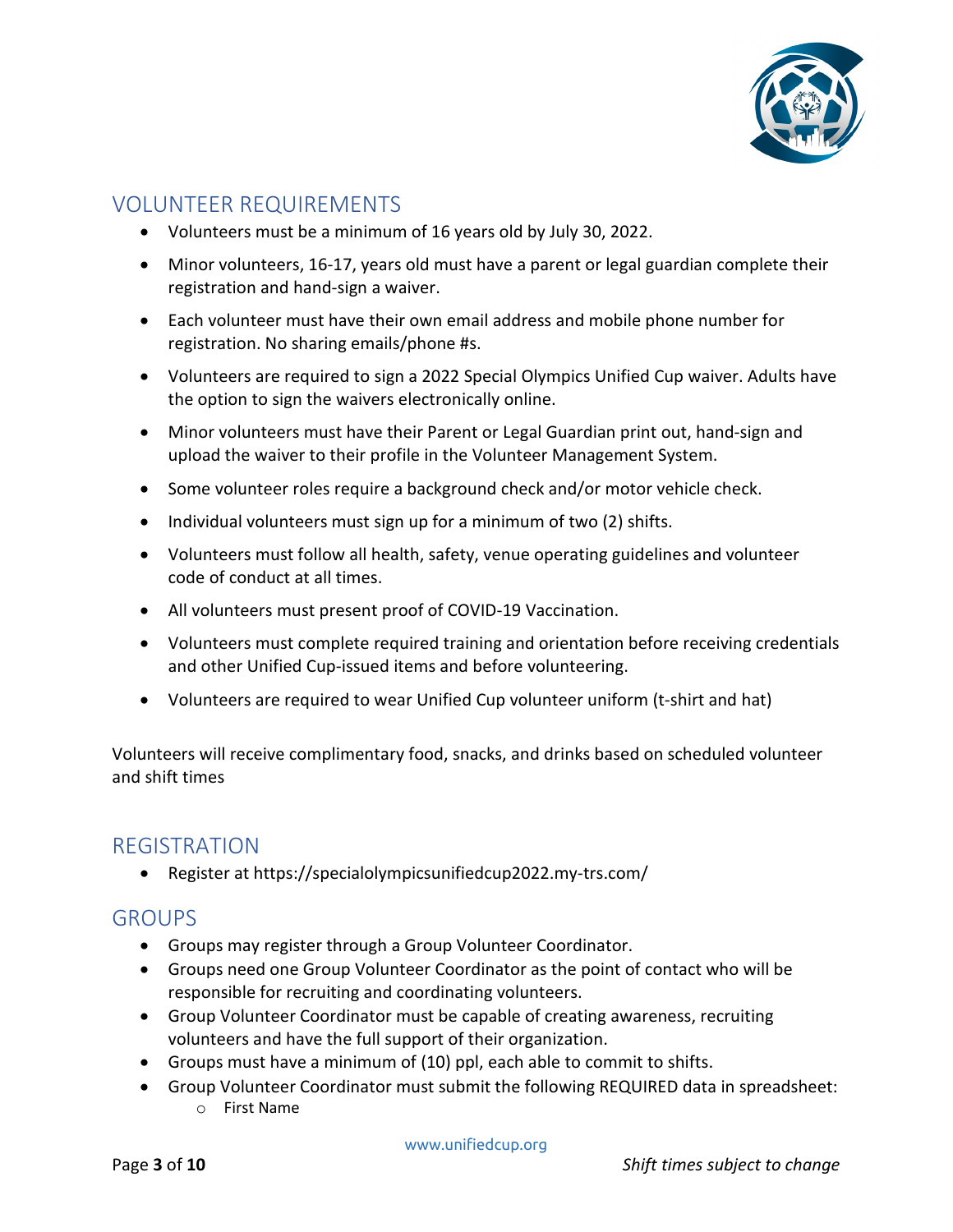## VOLUNTEER REQUIREMENTS

- Volunteers must be a minimum of 16 years old by July 30, 2022.
- Minor volunteers, 16-17, years old must have a parent or legal guardian complete their registration and hand-sign a waiver.
- Each volunteer must have their own email address and mobile phone number for registration. No sharing emails/phone #s.
- Volunteers are required to sign a 2022 Special Olympics Unified Cup waiver. Adults have the option to sign the waivers electronically online.
- Minor volunteers must have their Parent or Legal Guardian print out, hand-sign and upload the waiver to their profile in the Volunteer Management System.
- Some volunteer roles require a background check and/or motor vehicle check.
- Individual volunteers must sign up for a minimum of two (2) shifts.
- Volunteers must follow all health, safety, venue operating guidelines and volunteer code of conduct at all times.
- All volunteers must present proof of COVID-19 Vaccination.
- Volunteers must complete required training and orientation before receiving credentials and other Unified Cup-issued items and before volunteering.
- Volunteers are required to wear Unified Cup volunteer uniform (t-shirt and hat)

Volunteers will receive complimentary food, snacks, and drinks based on scheduled volunteer and shift times

## REGISTRATION

- Register at https://specialolympicsunifiedcup2022.my-trs.com/

## GROUPS

- Groups may register through a Group Volunteer Coordinator.
- Groups need one Group Volunteer Coordinator as the point of contact who will be responsible for recruiting and coordinating volunteers.
- Group Volunteer Coordinator must be capable of creating awareness, recruiting volunteers and have the full support of their organization.
- Groups must have a minimum of (10) ppl, each able to commit to shifts.
- Group Volunteer Coordinator must submit the following REQUIRED data in spreadsheet:
  - First Name

www.unifiedcup.org

*Shift times subject to change*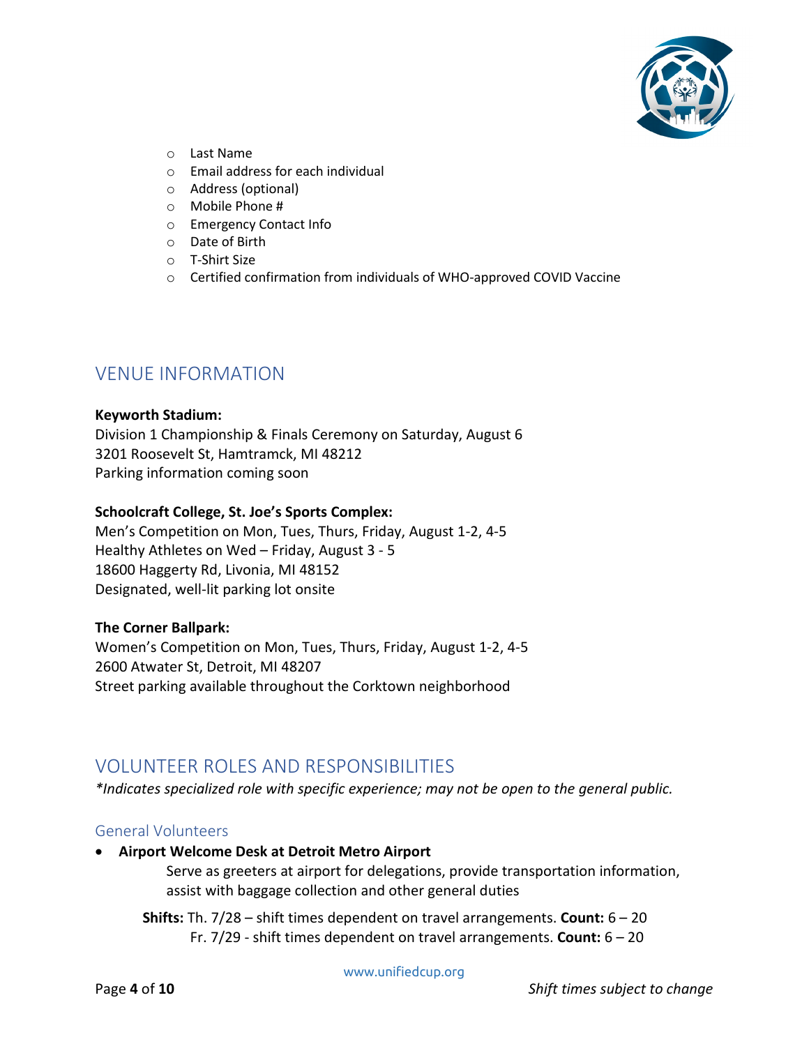- Last Name
- Email address for each individual
- Address (optional)
- Mobile Phone #
- Emergency Contact Info
- Date of Birth
- T-Shirt Size
- Certified confirmation from individuals of WHO-approved COVID Vaccine

## VENUE INFORMATION

**Keyworth Stadium:**
Division 1 Championship & Finals Ceremony on Saturday, August 6
3201 Roosevelt St, Hamtramck, MI 48212
Parking information coming soon

**Schoolcraft College, St. Joe's Sports Complex:**
Men's Competition on Mon, Tues, Thurs, Friday, August 1-2, 4-5
Healthy Athletes on Wed – Friday, August 3 - 5
18600 Haggerty Rd, Livonia, MI 48152
Designated, well-lit parking lot onsite

**The Corner Ballpark:**
Women's Competition on Mon, Tues, Thurs, Friday, August 1-2, 4-5
2600 Atwater St, Detroit, MI 48207
Street parking available throughout the Corktown neighborhood

## VOLUNTEER ROLES AND RESPONSIBILITIES

*\*Indicates specialized role with specific experience; may not be open to the general public.*

### General Volunteers

- **Airport Welcome Desk at Detroit Metro Airport**
  Serve as greeters at airport for delegations, provide transportation information, assist with baggage collection and other general duties

  **Shifts:** Th. 7/28 – shift times dependent on travel arrangements. **Count:** 6 – 20
  Fr. 7/29 - shift times dependent on travel arrangements. **Count:** 6 – 20

*Shift times subject to change*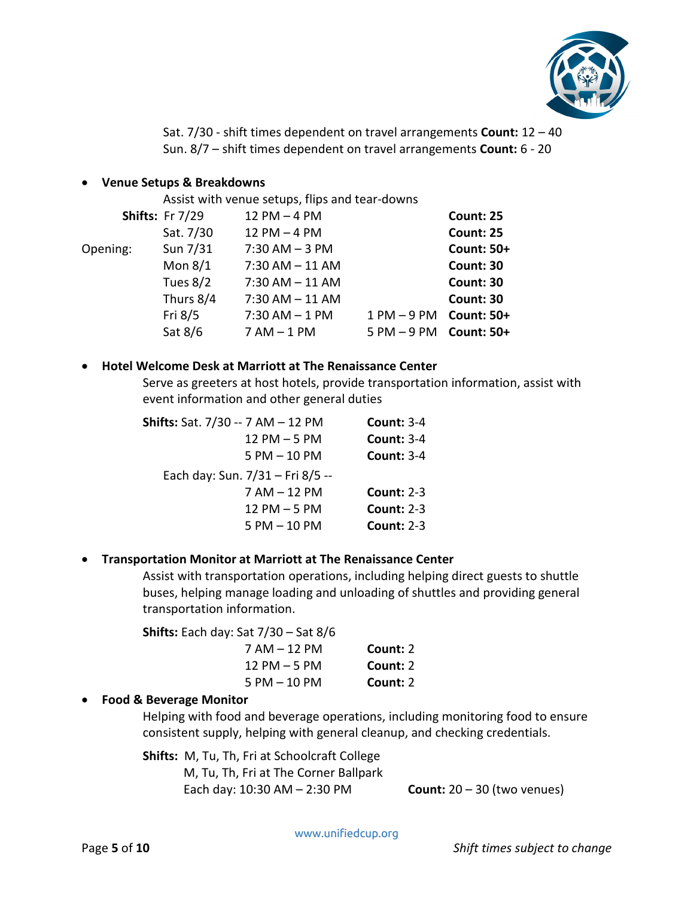Sat. 7/30 - shift times dependent on travel arrangements **Count:** 12 – 40
Sun. 8/7 – shift times dependent on travel arrangements **Count:** 6 - 20

- **Venue Setups & Breakdowns**

  Assist with venue setups, flips and tear-downs

|  | Shifts | Time | Time | Count |
|---|---|---|---|---|
|  | **Shifts:** Fr 7/29 | 12 PM – 4 PM |  | **Count: 25** |
|  | Sat. 7/30 | 12 PM – 4 PM |  | **Count: 25** |
| Opening: | Sun 7/31 | 7:30 AM – 3 PM |  | **Count: 50+** |
|  | Mon 8/1 | 7:30 AM – 11 AM |  | **Count: 30** |
|  | Tues 8/2 | 7:30 AM – 11 AM |  | **Count: 30** |
|  | Thurs 8/4 | 7:30 AM – 11 AM |  | **Count: 30** |
|  | Fri 8/5 | 7:30 AM – 1 PM | 1 PM – 9 PM | **Count: 50+** |
|  | Sat 8/6 | 7 AM – 1 PM | 5 PM – 9 PM | **Count: 50+** |

- **Hotel Welcome Desk at Marriott at The Renaissance Center**

  Serve as greeters at host hotels, provide transportation information, assist with event information and other general duties

  **Shifts:** Sat. 7/30 -- 7 AM – 12 PM **Count:** 3-4
  12 PM – 5 PM **Count:** 3-4
  5 PM – 10 PM **Count:** 3-4

  Each day: Sun. 7/31 – Fri 8/5 --
  7 AM – 12 PM **Count:** 2-3
  12 PM – 5 PM **Count:** 2-3
  5 PM – 10 PM **Count:** 2-3

- **Transportation Monitor at Marriott at The Renaissance Center**

  Assist with transportation operations, including helping direct guests to shuttle buses, helping manage loading and unloading of shuttles and providing general transportation information.

  **Shifts:** Each day: Sat 7/30 – Sat 8/6
  7 AM – 12 PM **Count:** 2
  12 PM – 5 PM **Count:** 2
  5 PM – 10 PM **Count:** 2

- **Food & Beverage Monitor**

  Helping with food and beverage operations, including monitoring food to ensure consistent supply, helping with general cleanup, and checking credentials.

  **Shifts:** M, Tu, Th, Fri at Schoolcraft College
  M, Tu, Th, Fri at The Corner Ballpark
  Each day: 10:30 AM – 2:30 PM **Count:** 20 – 30 (two venues)

www.unifiedcup.org

*Shift times subject to change*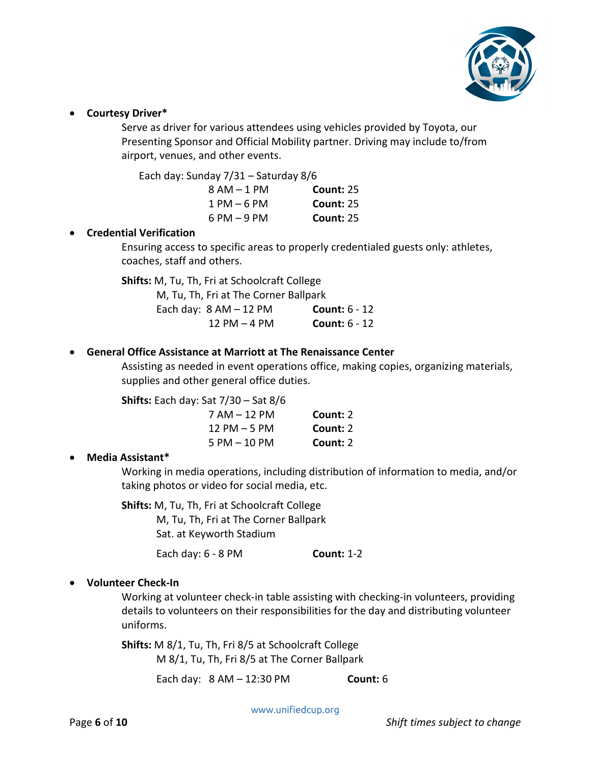- **Courtesy Driver***

  Serve as driver for various attendees using vehicles provided by Toyota, our Presenting Sponsor and Official Mobility partner. Driving may include to/from airport, venues, and other events.

  Each day: Sunday 7/31 – Saturday 8/6

  | | |
  |---|---|
  | 8 AM – 1 PM | **Count:** 25 |
  | 1 PM – 6 PM | **Count:** 25 |
  | 6 PM – 9 PM | **Count:** 25 |

- **Credential Verification**

  Ensuring access to specific areas to properly credentialed guests only: athletes, coaches, staff and others.

  **Shifts:** M, Tu, Th, Fri at Schoolcraft College
  M, Tu, Th, Fri at The Corner Ballpark

  | | |
  |---|---|
  | Each day: 8 AM – 12 PM | **Count:** 6 - 12 |
  | 12 PM – 4 PM | **Count:** 6 - 12 |

- **General Office Assistance at Marriott at The Renaissance Center**

  Assisting as needed in event operations office, making copies, organizing materials, supplies and other general office duties.

  **Shifts:** Each day: Sat 7/30 – Sat 8/6

  | | |
  |---|---|
  | 7 AM – 12 PM | **Count:** 2 |
  | 12 PM – 5 PM | **Count:** 2 |
  | 5 PM – 10 PM | **Count:** 2 |

- **Media Assistant***

  Working in media operations, including distribution of information to media, and/or taking photos or video for social media, etc.

  **Shifts:** M, Tu, Th, Fri at Schoolcraft College
  M, Tu, Th, Fri at The Corner Ballpark
  Sat. at Keyworth Stadium

  Each day: 6 - 8 PM **Count:** 1-2

- **Volunteer Check-In**

  Working at volunteer check-in table assisting with checking-in volunteers, providing details to volunteers on their responsibilities for the day and distributing volunteer uniforms.

  **Shifts:** M 8/1, Tu, Th, Fri 8/5 at Schoolcraft College
  M 8/1, Tu, Th, Fri 8/5 at The Corner Ballpark

  Each day: 8 AM – 12:30 PM **Count:** 6

www.unifiedcup.org

*Shift times subject to change*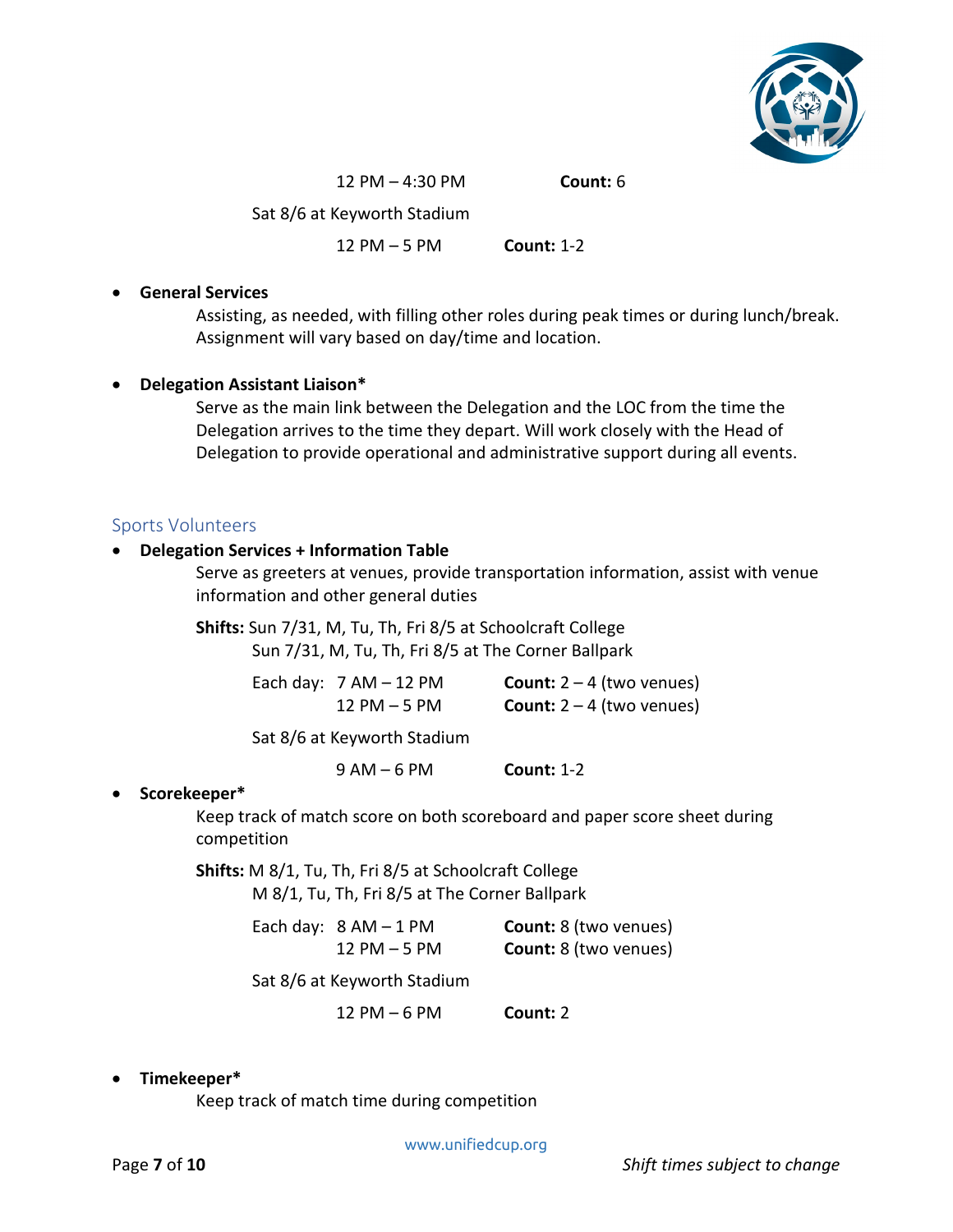12 PM – 4:30 PM **Count:** 6

Sat 8/6 at Keyworth Stadium

12 PM – 5 PM **Count:** 1-2

- **General Services**

  Assisting, as needed, with filling other roles during peak times or during lunch/break. Assignment will vary based on day/time and location.

- **Delegation Assistant Liaison***

  Serve as the main link between the Delegation and the LOC from the time the Delegation arrives to the time they depart. Will work closely with the Head of Delegation to provide operational and administrative support during all events.

## Sports Volunteers

- **Delegation Services + Information Table**

  Serve as greeters at venues, provide transportation information, assist with venue information and other general duties

  **Shifts:** Sun 7/31, M, Tu, Th, Fri 8/5 at Schoolcraft College
  Sun 7/31, M, Tu, Th, Fri 8/5 at The Corner Ballpark

  Each day: 7 AM – 12 PM **Count:** 2 – 4 (two venues)
  12 PM – 5 PM **Count:** 2 – 4 (two venues)

  Sat 8/6 at Keyworth Stadium

  9 AM – 6 PM **Count:** 1-2

- **Scorekeeper***

  Keep track of match score on both scoreboard and paper score sheet during competition

  **Shifts:** M 8/1, Tu, Th, Fri 8/5 at Schoolcraft College
  M 8/1, Tu, Th, Fri 8/5 at The Corner Ballpark

  Each day: 8 AM – 1 PM **Count:** 8 (two venues)
  12 PM – 5 PM **Count:** 8 (two venues)

  Sat 8/6 at Keyworth Stadium

  12 PM – 6 PM **Count:** 2

- **Timekeeper***

  Keep track of match time during competition

*Shift times subject to change*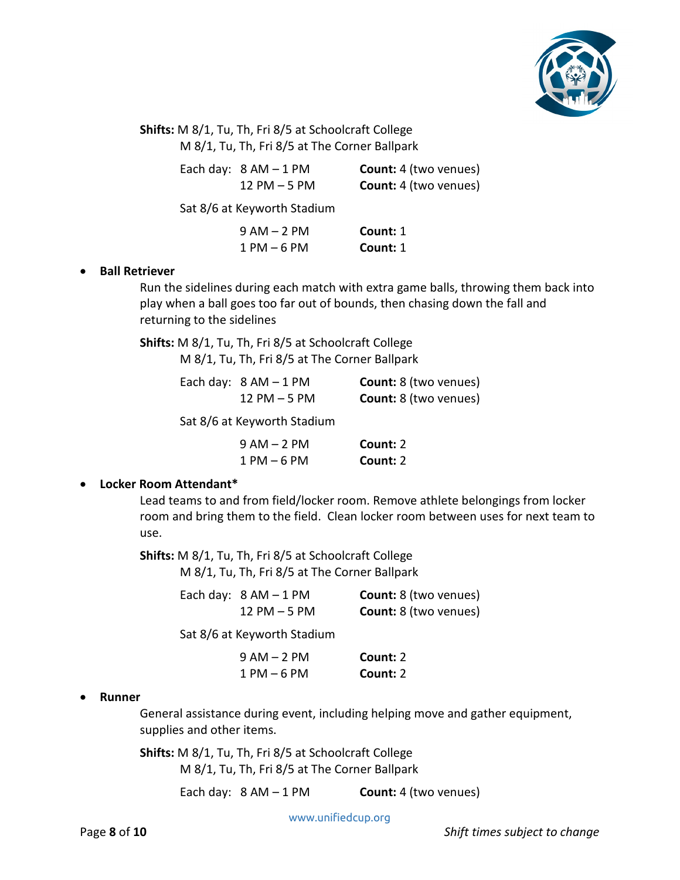**Shifts:** M 8/1, Tu, Th, Fri 8/5 at Schoolcraft College
M 8/1, Tu, Th, Fri 8/5 at The Corner Ballpark

Each day: 8 AM – 1 PM **Count:** 4 (two venues)
12 PM – 5 PM **Count:** 4 (two venues)

Sat 8/6 at Keyworth Stadium

9 AM – 2 PM **Count:** 1
1 PM – 6 PM **Count:** 1

- **Ball Retriever**

  Run the sidelines during each match with extra game balls, throwing them back into play when a ball goes too far out of bounds, then chasing down the fall and returning to the sidelines

  **Shifts:** M 8/1, Tu, Th, Fri 8/5 at Schoolcraft College
  M 8/1, Tu, Th, Fri 8/5 at The Corner Ballpark

  Each day: 8 AM – 1 PM **Count:** 8 (two venues)
  12 PM – 5 PM **Count:** 8 (two venues)

  Sat 8/6 at Keyworth Stadium

  9 AM – 2 PM **Count:** 2
  1 PM – 6 PM **Count:** 2

- **Locker Room Attendant***

  Lead teams to and from field/locker room. Remove athlete belongings from locker room and bring them to the field. Clean locker room between uses for next team to use.

  **Shifts:** M 8/1, Tu, Th, Fri 8/5 at Schoolcraft College
  M 8/1, Tu, Th, Fri 8/5 at The Corner Ballpark

  Each day: 8 AM – 1 PM **Count:** 8 (two venues)
  12 PM – 5 PM **Count:** 8 (two venues)

  Sat 8/6 at Keyworth Stadium

  9 AM – 2 PM **Count:** 2
  1 PM – 6 PM **Count:** 2

- **Runner**

  General assistance during event, including helping move and gather equipment, supplies and other items.

  **Shifts:** M 8/1, Tu, Th, Fri 8/5 at Schoolcraft College
  M 8/1, Tu, Th, Fri 8/5 at The Corner Ballpark

  Each day: 8 AM – 1 PM **Count:** 4 (two venues)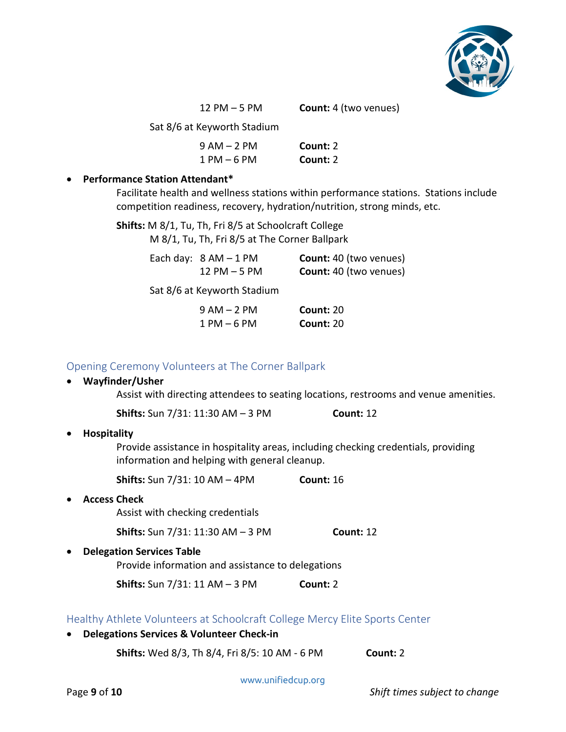12 PM – 5 PM **Count:** 4 (two venues)

Sat 8/6 at Keyworth Stadium

9 AM – 2 PM **Count:** 2
1 PM – 6 PM **Count:** 2

- **Performance Station Attendant***

  Facilitate health and wellness stations within performance stations. Stations include competition readiness, recovery, hydration/nutrition, strong minds, etc.

  **Shifts:** M 8/1, Tu, Th, Fri 8/5 at Schoolcraft College
  M 8/1, Tu, Th, Fri 8/5 at The Corner Ballpark

  Each day: 8 AM – 1 PM **Count:** 40 (two venues)
  12 PM – 5 PM **Count:** 40 (two venues)

  Sat 8/6 at Keyworth Stadium

  9 AM – 2 PM **Count:** 20
  1 PM – 6 PM **Count:** 20

## Opening Ceremony Volunteers at The Corner Ballpark

- **Wayfinder/Usher**

  Assist with directing attendees to seating locations, restrooms and venue amenities.

  **Shifts:** Sun 7/31: 11:30 AM – 3 PM **Count:** 12

- **Hospitality**

  Provide assistance in hospitality areas, including checking credentials, providing information and helping with general cleanup.

  **Shifts:** Sun 7/31: 10 AM – 4PM **Count:** 16

- **Access Check**

  Assist with checking credentials

  **Shifts:** Sun 7/31: 11:30 AM – 3 PM **Count:** 12

- **Delegation Services Table**

  Provide information and assistance to delegations

  **Shifts:** Sun 7/31: 11 AM – 3 PM **Count:** 2

## Healthy Athlete Volunteers at Schoolcraft College Mercy Elite Sports Center

- **Delegations Services & Volunteer Check-in**

  **Shifts:** Wed 8/3, Th 8/4, Fri 8/5: 10 AM - 6 PM **Count:** 2

www.unifiedcup.org

*Shift times subject to change*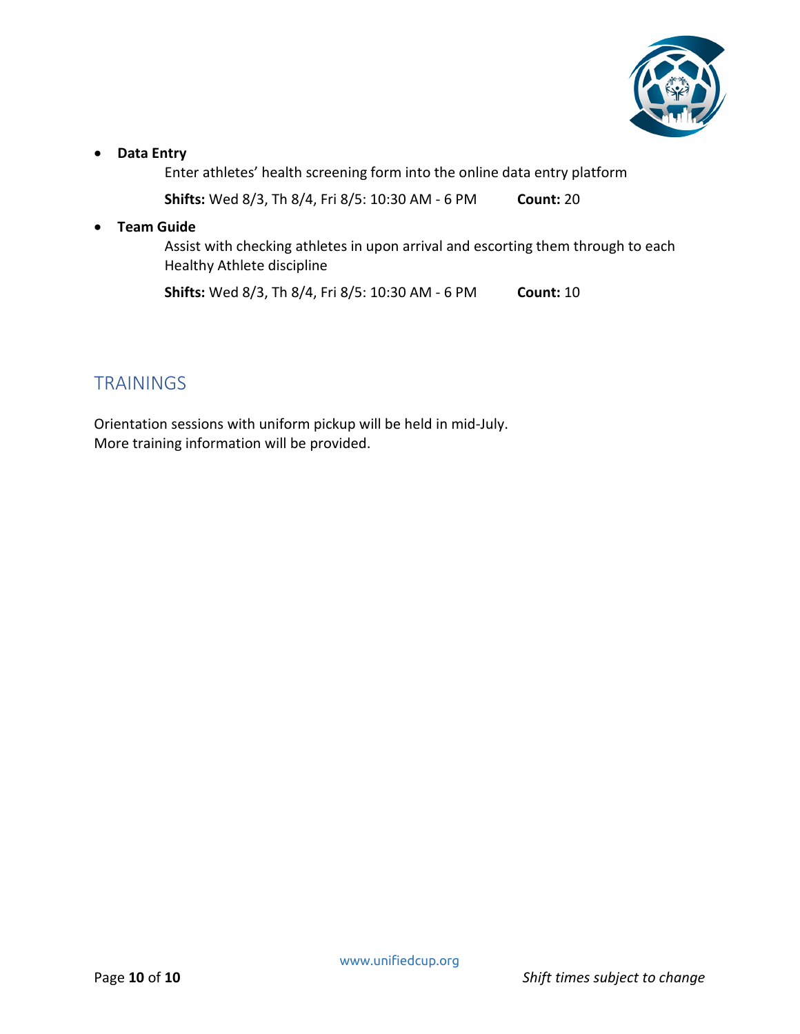- **Data Entry**

  Enter athletes' health screening form into the online data entry platform

  **Shifts:** Wed 8/3, Th 8/4, Fri 8/5: 10:30 AM - 6 PM **Count:** 20

- **Team Guide**

  Assist with checking athletes in upon arrival and escorting them through to each Healthy Athlete discipline

  **Shifts:** Wed 8/3, Th 8/4, Fri 8/5: 10:30 AM - 6 PM **Count:** 10

## TRAININGS

Orientation sessions with uniform pickup will be held in mid-July.
More training information will be provided.